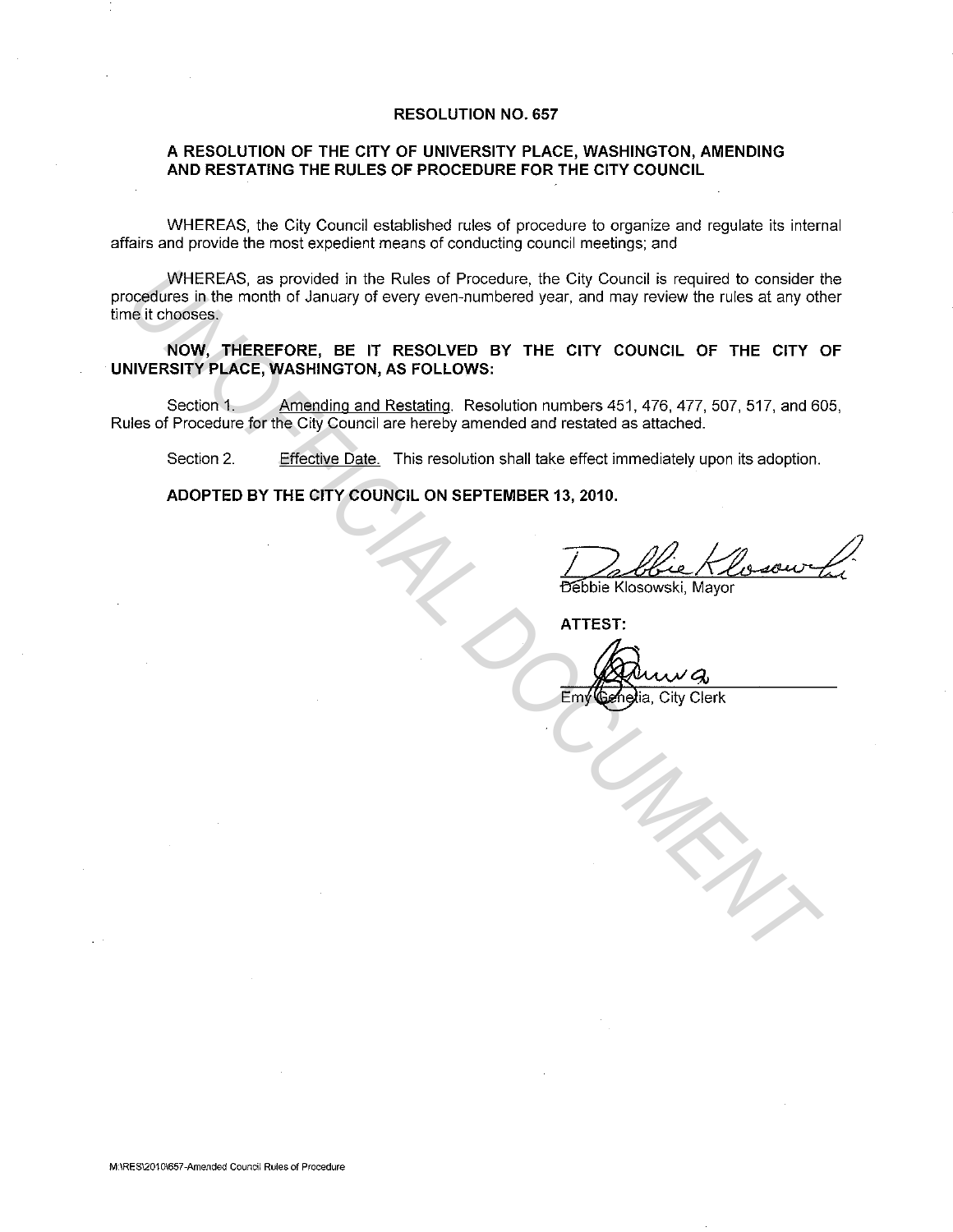# RESOLUTION NO. 657

## A RESOLUTION OF THE CITY OF UNIVERSITY PLACE, WASHINGTON, AMENDING AND RESTATING THE RULES OF PROCEDURE FOR THE CITY COUNCIL

WHEREAS, the City Council established rules of procedure to organize and regulate its internal affairs and provide the most expedient means of conducting council meetings; and

WHEREAS, as provided in the Rules of Procedure, the City Council is required to consider the procedures in the month of January of every even-numbered year, and may review the rules at any other time it chooses.

**NOW, THEREFORE, BE IT RESOLVED BY THE CITY COUNCIL OF THE CITY OF UNIVERSITY PLACE, WASHINGTON, AS FOLLOWS:**

Section 1. Amending and Restating. Resolution numbers 451, 476, 477, 507, 517, and 605, Rules of Procedure for the City Council are hereby amended and restated as attached.

Section 2. Effective Date. This resolution shall take effect immediately upon its adoption.

**ADOPTED BY THE CITY COUNCIL ON SEPTEMBER 13, 2010.**

Debbie Klosowski, Mayor

**ATTEST:**

Emy Genetia, City Clerk

M:\RES\2010\657-Amended Council Rules of Procedure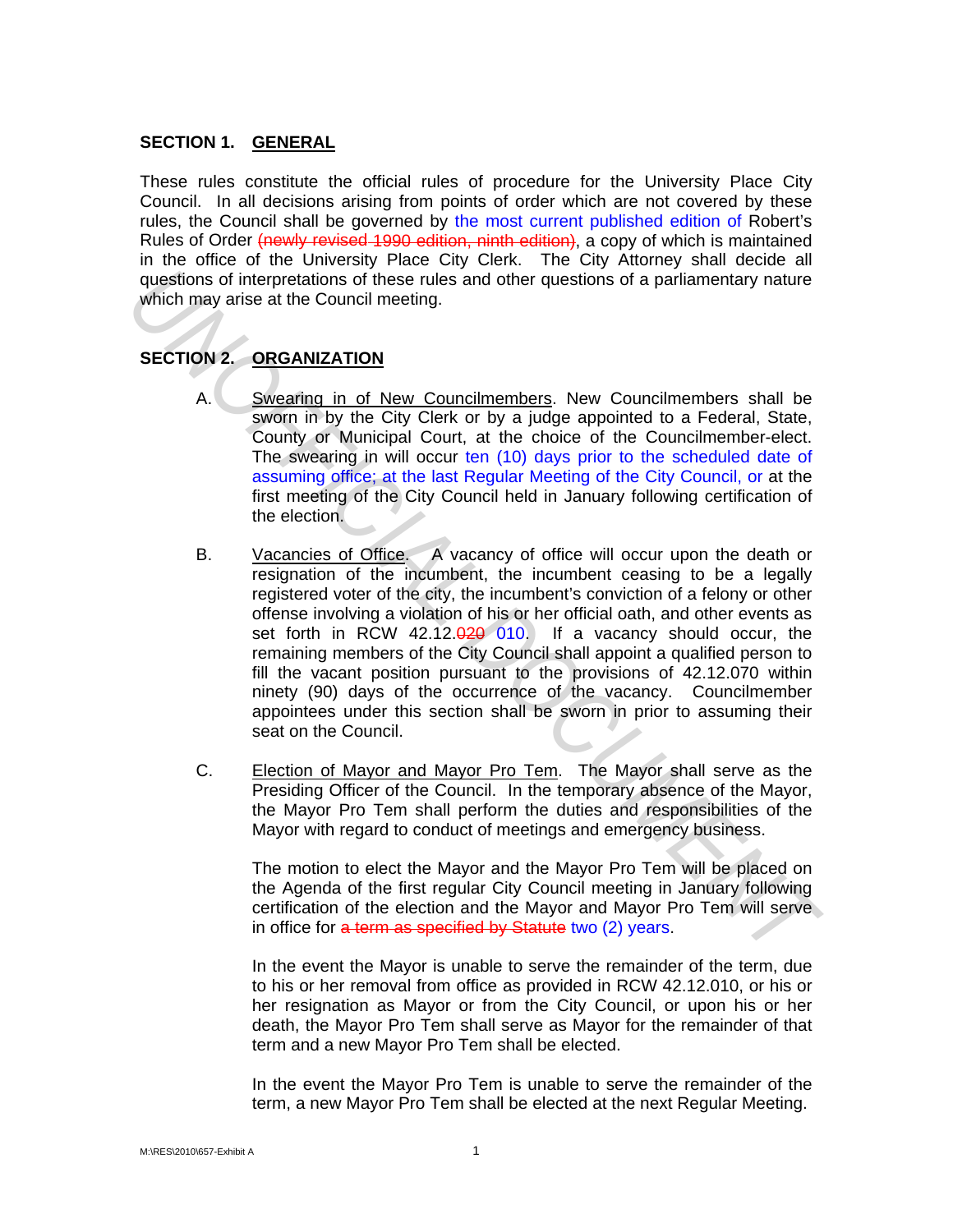## SECTION 1. GENERAL

These rules constitute the official rules of procedure for the University Place City Council. In all decisions arising from points of order which are not covered by these rules, the Council shall be governed by the most current published edition of Robert's Rules of Order ~~(newly revised 1990 edition, ninth edition)~~, a copy of which is maintained in the office of the University Place City Clerk. The City Attorney shall decide all questions of interpretations of these rules and other questions of a parliamentary nature which may arise at the Council meeting.

## SECTION 2. ORGANIZATION

A. Swearing in of New Councilmembers. New Councilmembers shall be sworn in by the City Clerk or by a judge appointed to a Federal, State, County or Municipal Court, at the choice of the Councilmember-elect. The swearing in will occur ten (10) days prior to the scheduled date of assuming office; at the last Regular Meeting of the City Council, or at the first meeting of the City Council held in January following certification of the election.

B. Vacancies of Office. A vacancy of office will occur upon the death or resignation of the incumbent, the incumbent ceasing to be a legally registered voter of the city, the incumbent's conviction of a felony or other offense involving a violation of his or her official oath, and other events as set forth in RCW 42.12.~~020~~ 010. If a vacancy should occur, the remaining members of the City Council shall appoint a qualified person to fill the vacant position pursuant to the provisions of 42.12.070 within ninety (90) days of the occurrence of the vacancy. Councilmember appointees under this section shall be sworn in prior to assuming their seat on the Council.

C. Election of Mayor and Mayor Pro Tem. The Mayor shall serve as the Presiding Officer of the Council. In the temporary absence of the Mayor, the Mayor Pro Tem shall perform the duties and responsibilities of the Mayor with regard to conduct of meetings and emergency business.

The motion to elect the Mayor and the Mayor Pro Tem will be placed on the Agenda of the first regular City Council meeting in January following certification of the election and the Mayor and Mayor Pro Tem will serve in office for ~~a term as specified by Statute~~ two (2) years.

In the event the Mayor is unable to serve the remainder of the term, due to his or her removal from office as provided in RCW 42.12.010, or his or her resignation as Mayor or from the City Council, or upon his or her death, the Mayor Pro Tem shall serve as Mayor for the remainder of that term and a new Mayor Pro Tem shall be elected.

In the event the Mayor Pro Tem is unable to serve the remainder of the term, a new Mayor Pro Tem shall be elected at the next Regular Meeting.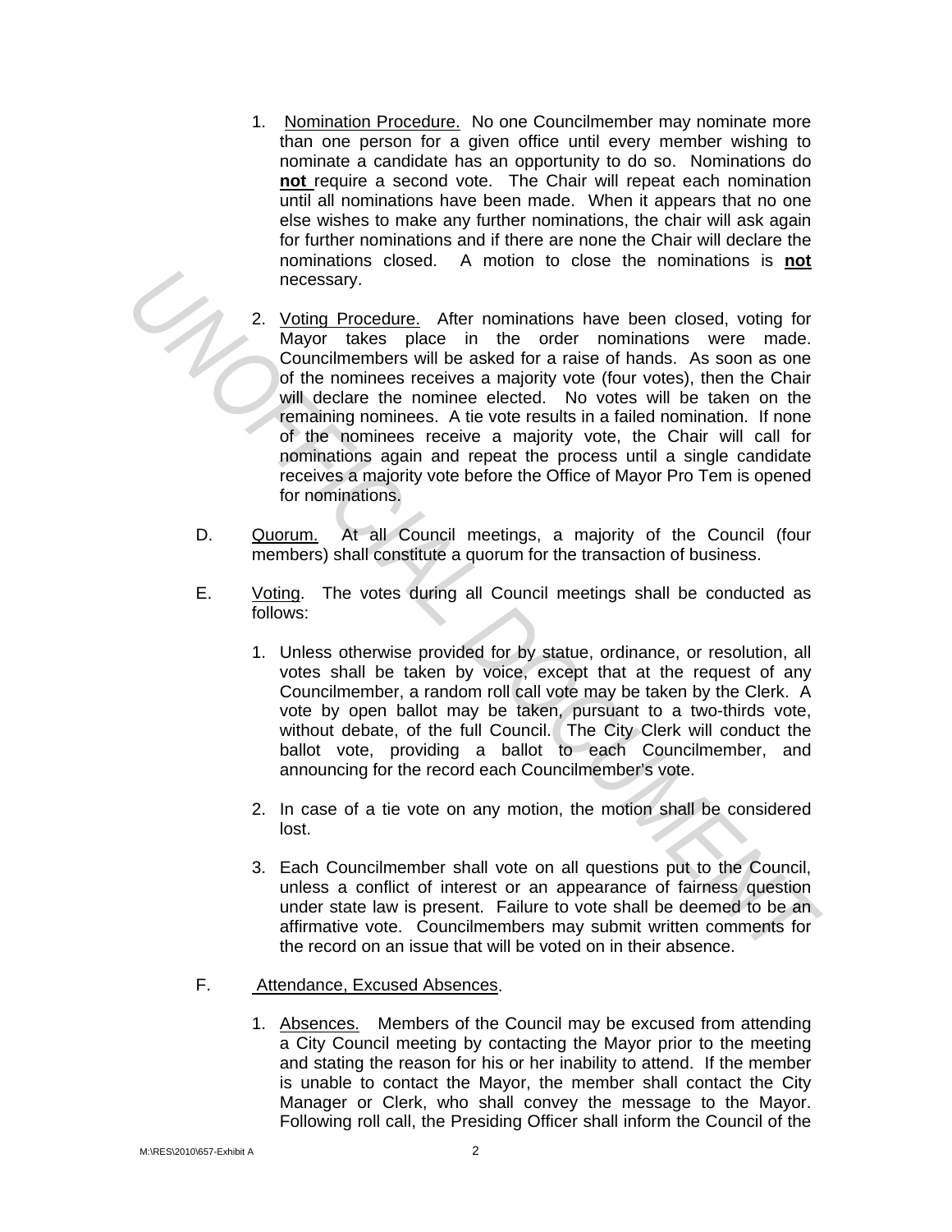1. Nomination Procedure. No one Councilmember may nominate more than one person for a given office until every member wishing to nominate a candidate has an opportunity to do so. Nominations do **not** require a second vote. The Chair will repeat each nomination until all nominations have been made. When it appears that no one else wishes to make any further nominations, the chair will ask again for further nominations and if there are none the Chair will declare the nominations closed. A motion to close the nominations is **not** necessary.

2. Voting Procedure. After nominations have been closed, voting for Mayor takes place in the order nominations were made. Councilmembers will be asked for a raise of hands. As soon as one of the nominees receives a majority vote (four votes), then the Chair will declare the nominee elected. No votes will be taken on the remaining nominees. A tie vote results in a failed nomination. If none of the nominees receive a majority vote, the Chair will call for nominations again and repeat the process until a single candidate receives a majority vote before the Office of Mayor Pro Tem is opened for nominations.

D. Quorum. At all Council meetings, a majority of the Council (four members) shall constitute a quorum for the transaction of business.

E. Voting. The votes during all Council meetings shall be conducted as follows:

1. Unless otherwise provided for by statue, ordinance, or resolution, all votes shall be taken by voice, except that at the request of any Councilmember, a random roll call vote may be taken by the Clerk. A vote by open ballot may be taken, pursuant to a two-thirds vote, without debate, of the full Council. The City Clerk will conduct the ballot vote, providing a ballot to each Councilmember, and announcing for the record each Councilmember's vote.

2. In case of a tie vote on any motion, the motion shall be considered lost.

3. Each Councilmember shall vote on all questions put to the Council, unless a conflict of interest or an appearance of fairness question under state law is present. Failure to vote shall be deemed to be an affirmative vote. Councilmembers may submit written comments for the record on an issue that will be voted on in their absence.

F. Attendance, Excused Absences.

1. Absences. Members of the Council may be excused from attending a City Council meeting by contacting the Mayor prior to the meeting and stating the reason for his or her inability to attend. If the member is unable to contact the Mayor, the member shall contact the City Manager or Clerk, who shall convey the message to the Mayor. Following roll call, the Presiding Officer shall inform the Council of the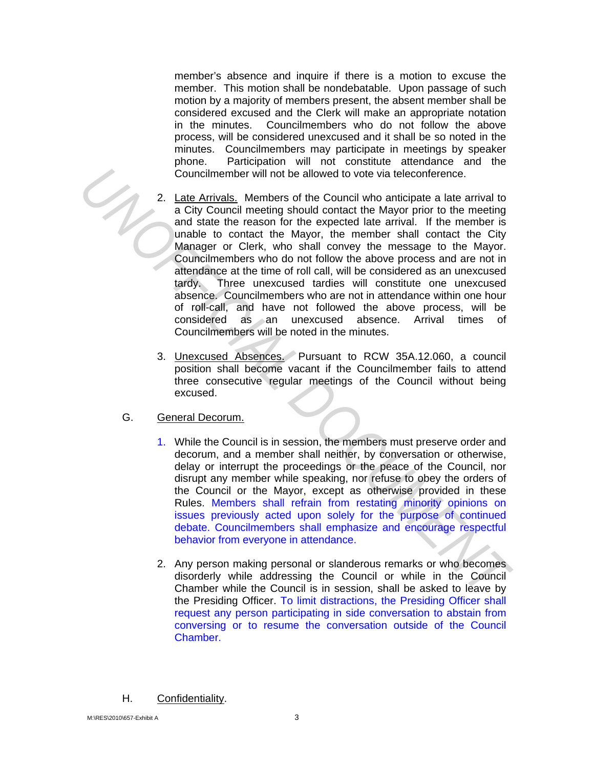member's absence and inquire if there is a motion to excuse the member. This motion shall be nondebatable. Upon passage of such motion by a majority of members present, the absent member shall be considered excused and the Clerk will make an appropriate notation in the minutes. Councilmembers who do not follow the above process, will be considered unexcused and it shall be so noted in the minutes. Councilmembers may participate in meetings by speaker phone. Participation will not constitute attendance and the Councilmember will not be allowed to vote via teleconference.

2. Late Arrivals. Members of the Council who anticipate a late arrival to a City Council meeting should contact the Mayor prior to the meeting and state the reason for the expected late arrival. If the member is unable to contact the Mayor, the member shall contact the City Manager or Clerk, who shall convey the message to the Mayor. Councilmembers who do not follow the above process and are not in attendance at the time of roll call, will be considered as an unexcused tardy. Three unexcused tardies will constitute one unexcused absence. Councilmembers who are not in attendance within one hour of roll-call, and have not followed the above process, will be considered as an unexcused absence. Arrival times of Councilmembers will be noted in the minutes.

3. Unexcused Absences. Pursuant to RCW 35A.12.060, a council position shall become vacant if the Councilmember fails to attend three consecutive regular meetings of the Council without being excused.

G. General Decorum.

1. While the Council is in session, the members must preserve order and decorum, and a member shall neither, by conversation or otherwise, delay or interrupt the proceedings or the peace of the Council, nor disrupt any member while speaking, nor refuse to obey the orders of the Council or the Mayor, except as otherwise provided in these Rules. Members shall refrain from restating minority opinions on issues previously acted upon solely for the purpose of continued debate. Councilmembers shall emphasize and encourage respectful behavior from everyone in attendance.

2. Any person making personal or slanderous remarks or who becomes disorderly while addressing the Council or while in the Council Chamber while the Council is in session, shall be asked to leave by the Presiding Officer. To limit distractions, the Presiding Officer shall request any person participating in side conversation to abstain from conversing or to resume the conversation outside of the Council Chamber.

H. Confidentiality.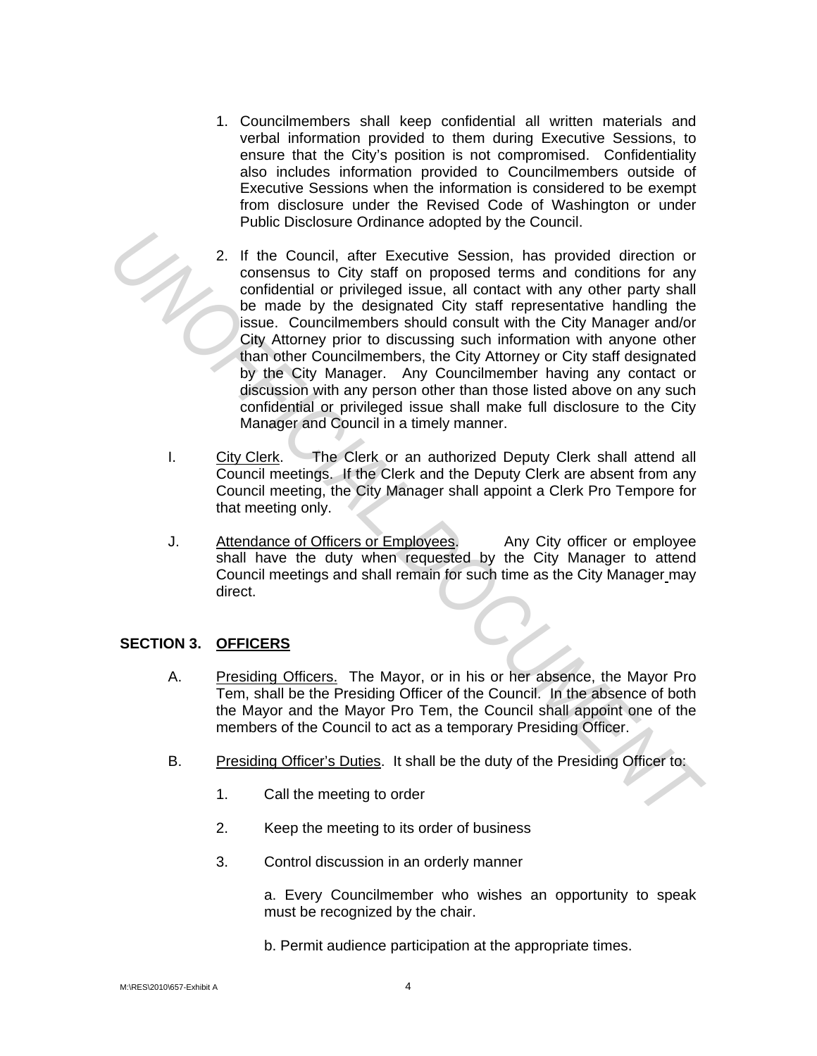1. Councilmembers shall keep confidential all written materials and verbal information provided to them during Executive Sessions, to ensure that the City's position is not compromised. Confidentiality also includes information provided to Councilmembers outside of Executive Sessions when the information is considered to be exempt from disclosure under the Revised Code of Washington or under Public Disclosure Ordinance adopted by the Council.

2. If the Council, after Executive Session, has provided direction or consensus to City staff on proposed terms and conditions for any confidential or privileged issue, all contact with any other party shall be made by the designated City staff representative handling the issue. Councilmembers should consult with the City Manager and/or City Attorney prior to discussing such information with anyone other than other Councilmembers, the City Attorney or City staff designated by the City Manager. Any Councilmember having any contact or discussion with any person other than those listed above on any such confidential or privileged issue shall make full disclosure to the City Manager and Council in a timely manner.

I. <u>City Clerk</u>. The Clerk or an authorized Deputy Clerk shall attend all Council meetings. If the Clerk and the Deputy Clerk are absent from any Council meeting, the City Manager shall appoint a Clerk Pro Tempore for that meeting only.

J. <u>Attendance of Officers or Employees</u>. Any City officer or employee shall have the duty when requested by the City Manager to attend Council meetings and shall remain for such time as the City Manager may direct.

## SECTION 3. OFFICERS

A. <u>Presiding Officers.</u> The Mayor, or in his or her absence, the Mayor Pro Tem, shall be the Presiding Officer of the Council. In the absence of both the Mayor and the Mayor Pro Tem, the Council shall appoint one of the members of the Council to act as a temporary Presiding Officer.

B. <u>Presiding Officer's Duties</u>. It shall be the duty of the Presiding Officer to:

1. Call the meeting to order

2. Keep the meeting to its order of business

3. Control discussion in an orderly manner

   a. Every Councilmember who wishes an opportunity to speak must be recognized by the chair.

   b. Permit audience participation at the appropriate times.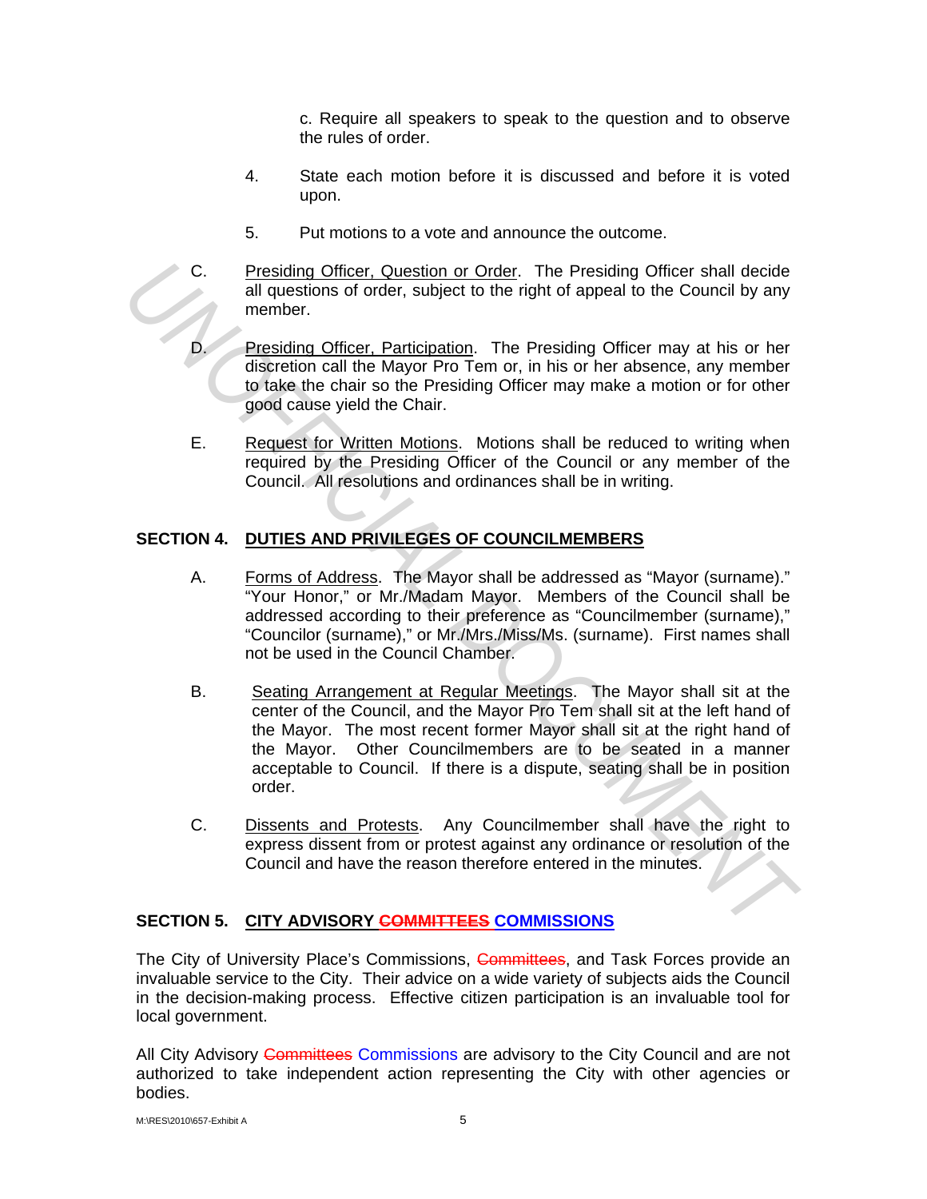c. Require all speakers to speak to the question and to observe the rules of order.

4. State each motion before it is discussed and before it is voted upon.

5. Put motions to a vote and announce the outcome.

C. Presiding Officer, Question or Order. The Presiding Officer shall decide all questions of order, subject to the right of appeal to the Council by any member.

D. Presiding Officer, Participation. The Presiding Officer may at his or her discretion call the Mayor Pro Tem or, in his or her absence, any member to take the chair so the Presiding Officer may make a motion or for other good cause yield the Chair.

E. Request for Written Motions. Motions shall be reduced to writing when required by the Presiding Officer of the Council or any member of the Council. All resolutions and ordinances shall be in writing.

## SECTION 4. DUTIES AND PRIVILEGES OF COUNCILMEMBERS

A. Forms of Address. The Mayor shall be addressed as "Mayor (surname)." "Your Honor," or Mr./Madam Mayor. Members of the Council shall be addressed according to their preference as "Councilmember (surname)," "Councilor (surname)," or Mr./Mrs./Miss/Ms. (surname). First names shall not be used in the Council Chamber.

B. Seating Arrangement at Regular Meetings. The Mayor shall sit at the center of the Council, and the Mayor Pro Tem shall sit at the left hand of the Mayor. The most recent former Mayor shall sit at the right hand of the Mayor. Other Councilmembers are to be seated in a manner acceptable to Council. If there is a dispute, seating shall be in position order.

C. Dissents and Protests. Any Councilmember shall have the right to express dissent from or protest against any ordinance or resolution of the Council and have the reason therefore entered in the minutes.

## SECTION 5. CITY ADVISORY ~~COMMITTEES~~ COMMISSIONS

The City of University Place's Commissions, ~~Committees~~, and Task Forces provide an invaluable service to the City. Their advice on a wide variety of subjects aids the Council in the decision-making process. Effective citizen participation is an invaluable tool for local government.

All City Advisory ~~Committees~~ Commissions are advisory to the City Council and are not authorized to take independent action representing the City with other agencies or bodies.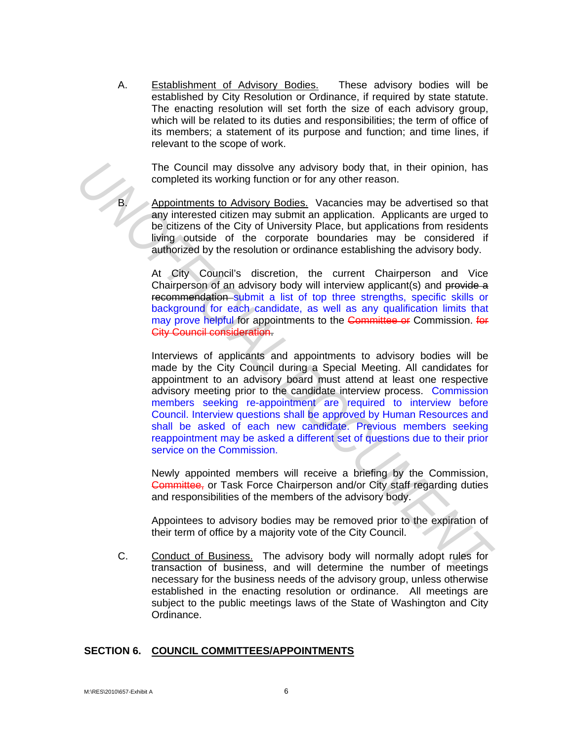A. Establishment of Advisory Bodies. These advisory bodies will be established by City Resolution or Ordinance, if required by state statute. The enacting resolution will set forth the size of each advisory group, which will be related to its duties and responsibilities; the term of office of its members; a statement of its purpose and function; and time lines, if relevant to the scope of work.

The Council may dissolve any advisory body that, in their opinion, has completed its working function or for any other reason.

B. Appointments to Advisory Bodies. Vacancies may be advertised so that any interested citizen may submit an application. Applicants are urged to be citizens of the City of University Place, but applications from residents living outside of the corporate boundaries may be considered if authorized by the resolution or ordinance establishing the advisory body.

At City Council's discretion, the current Chairperson and Vice Chairperson of an advisory body will interview applicant(s) and ~~provide a recommendation~~ submit a list of top three strengths, specific skills or background for each candidate, as well as any qualification limits that may prove helpful for appointments to the ~~Committee or~~ Commission. ~~for City Council consideration~~.

Interviews of applicants and appointments to advisory bodies will be made by the City Council during a Special Meeting. All candidates for appointment to an advisory board must attend at least one respective advisory meeting prior to the candidate interview process. Commission members seeking re-appointment are required to interview before Council. Interview questions shall be approved by Human Resources and shall be asked of each new candidate. Previous members seeking reappointment may be asked a different set of questions due to their prior service on the Commission.

Newly appointed members will receive a briefing by the Commission, ~~Committee,~~ or Task Force Chairperson and/or City staff regarding duties and responsibilities of the members of the advisory body.

Appointees to advisory bodies may be removed prior to the expiration of their term of office by a majority vote of the City Council.

C. Conduct of Business. The advisory body will normally adopt rules for transaction of business, and will determine the number of meetings necessary for the business needs of the advisory group, unless otherwise established in the enacting resolution or ordinance. All meetings are subject to the public meetings laws of the State of Washington and City Ordinance.

## SECTION 6. COUNCIL COMMITTEES/APPOINTMENTS

M:\RES\2010\657-Exhibit A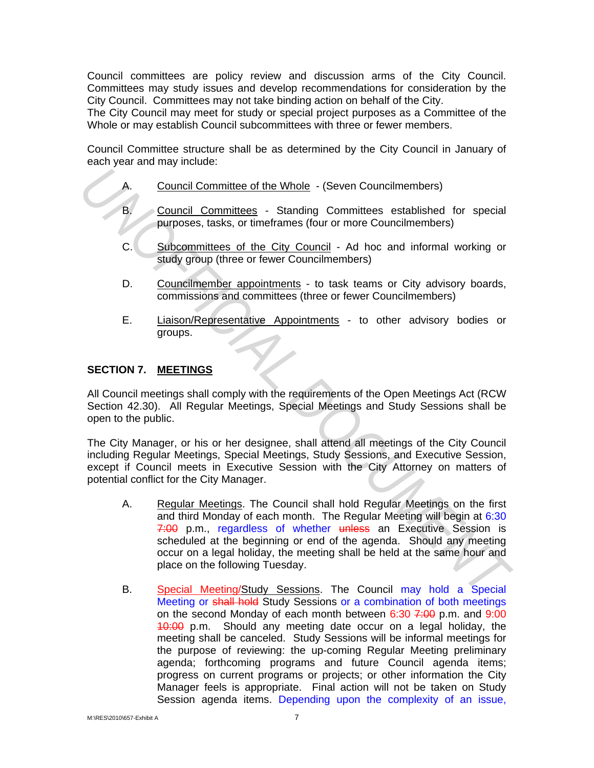Council committees are policy review and discussion arms of the City Council. Committees may study issues and develop recommendations for consideration by the City Council. Committees may not take binding action on behalf of the City.
The City Council may meet for study or special project purposes as a Committee of the Whole or may establish Council subcommittees with three or fewer members.

Council Committee structure shall be as determined by the City Council in January of each year and may include:

A. Council Committee of the Whole - (Seven Councilmembers)

B. Council Committees - Standing Committees established for special purposes, tasks, or timeframes (four or more Councilmembers)

C. Subcommittees of the City Council - Ad hoc and informal working or study group (three or fewer Councilmembers)

D. Councilmember appointments - to task teams or City advisory boards, commissions and committees (three or fewer Councilmembers)

E. Liaison/Representative Appointments - to other advisory bodies or groups.

## SECTION 7. MEETINGS

All Council meetings shall comply with the requirements of the Open Meetings Act (RCW Section 42.30). All Regular Meetings, Special Meetings and Study Sessions shall be open to the public.

The City Manager, or his or her designee, shall attend all meetings of the City Council including Regular Meetings, Special Meetings, Study Sessions, and Executive Session, except if Council meets in Executive Session with the City Attorney on matters of potential conflict for the City Manager.

A. Regular Meetings. The Council shall hold Regular Meetings on the first and third Monday of each month. The Regular Meeting will begin at 6:30 ~~7:00~~ p.m., regardless of whether ~~unless~~ an Executive Session is scheduled at the beginning or end of the agenda. Should any meeting occur on a legal holiday, the meeting shall be held at the same hour and place on the following Tuesday.

B. Special Meeting/Study Sessions. The Council may hold a Special Meeting or ~~shall hold~~ Study Sessions or a combination of both meetings on the second Monday of each month between 6:30 ~~7:00~~ p.m. and 9:00 ~~10:00~~ p.m. Should any meeting date occur on a legal holiday, the meeting shall be canceled. Study Sessions will be informal meetings for the purpose of reviewing: the up-coming Regular Meeting preliminary agenda; forthcoming programs and future Council agenda items; progress on current programs or projects; or other information the City Manager feels is appropriate. Final action will not be taken on Study Session agenda items. Depending upon the complexity of an issue,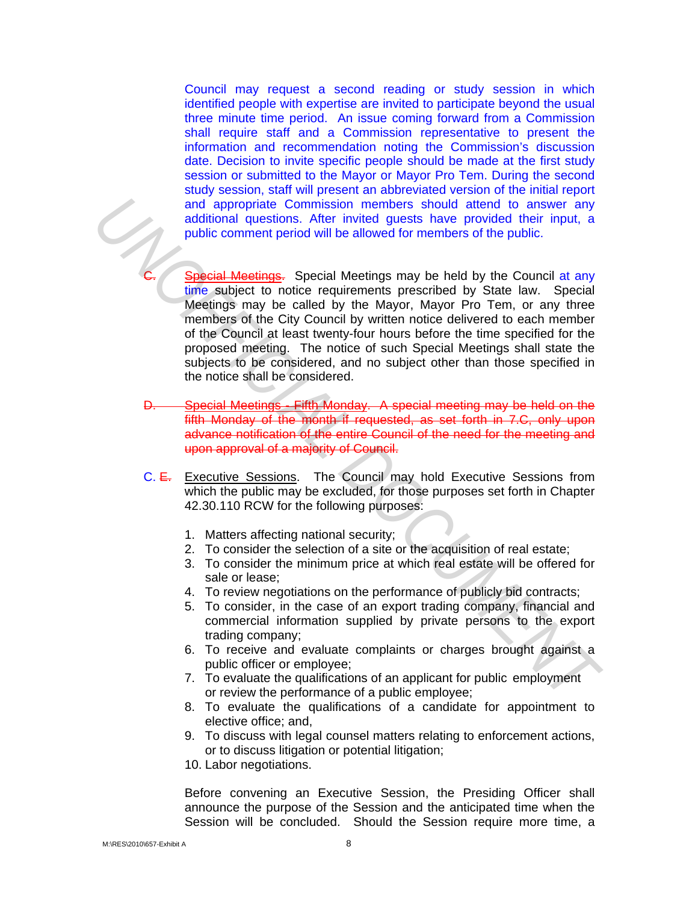Council may request a second reading or study session in which identified people with expertise are invited to participate beyond the usual three minute time period. An issue coming forward from a Commission shall require staff and a Commission representative to present the information and recommendation noting the Commission's discussion date. Decision to invite specific people should be made at the first study session or submitted to the Mayor or Mayor Pro Tem. During the second study session, staff will present an abbreviated version of the initial report and appropriate Commission members should attend to answer any additional questions. After invited guests have provided their input, a public comment period will be allowed for members of the public.

~~C.~~ ~~Special Meetings.~~ Special Meetings may be held by the Council at any time subject to notice requirements prescribed by State law. Special Meetings may be called by the Mayor, Mayor Pro Tem, or any three members of the City Council by written notice delivered to each member of the Council at least twenty-four hours before the time specified for the proposed meeting. The notice of such Special Meetings shall state the subjects to be considered, and no subject other than those specified in the notice shall be considered.

~~D. Special Meetings - Fifth Monday. A special meeting may be held on the fifth Monday of the month if requested, as set forth in 7.C, only upon advance notification of the entire Council of the need for the meeting and upon approval of a majority of Council.~~

C. ~~E.~~ Executive Sessions. The Council may hold Executive Sessions from which the public may be excluded, for those purposes set forth in Chapter 42.30.110 RCW for the following purposes:

1. Matters affecting national security;
2. To consider the selection of a site or the acquisition of real estate;
3. To consider the minimum price at which real estate will be offered for sale or lease;
4. To review negotiations on the performance of publicly bid contracts;
5. To consider, in the case of an export trading company, financial and commercial information supplied by private persons to the export trading company;
6. To receive and evaluate complaints or charges brought against a public officer or employee;
7. To evaluate the qualifications of an applicant for public employment or review the performance of a public employee;
8. To evaluate the qualifications of a candidate for appointment to elective office; and,
9. To discuss with legal counsel matters relating to enforcement actions, or to discuss litigation or potential litigation;
10. Labor negotiations.

Before convening an Executive Session, the Presiding Officer shall announce the purpose of the Session and the anticipated time when the Session will be concluded. Should the Session require more time, a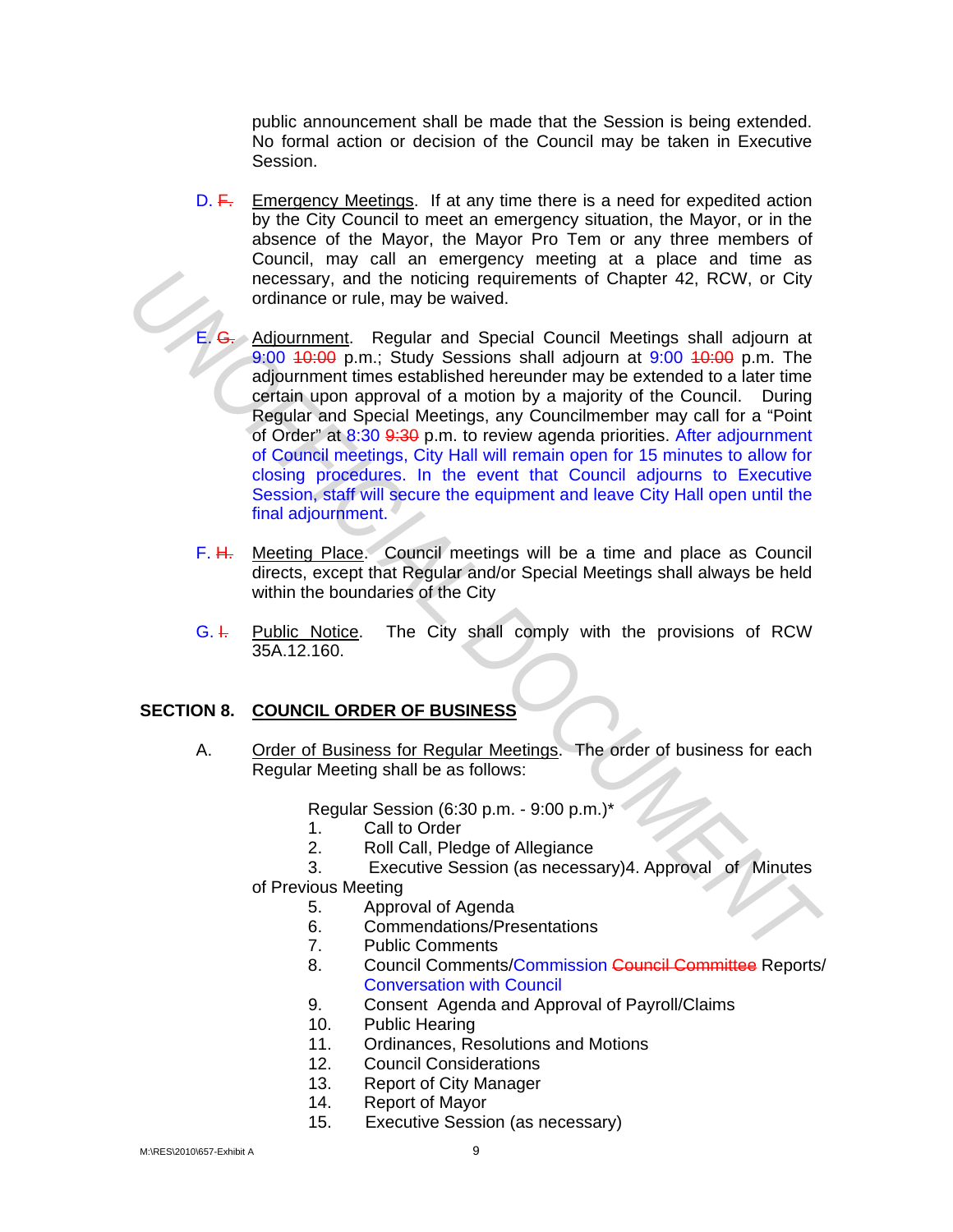public announcement shall be made that the Session is being extended. No formal action or decision of the Council may be taken in Executive Session.

D. ~~F.~~ Emergency Meetings. If at any time there is a need for expedited action by the City Council to meet an emergency situation, the Mayor, or in the absence of the Mayor, the Mayor Pro Tem or any three members of Council, may call an emergency meeting at a place and time as necessary, and the noticing requirements of Chapter 42, RCW, or City ordinance or rule, may be waived.

E. ~~G.~~ Adjournment. Regular and Special Council Meetings shall adjourn at 9:00 ~~10:00~~ p.m.; Study Sessions shall adjourn at 9:00 ~~10:00~~ p.m. The adjournment times established hereunder may be extended to a later time certain upon approval of a motion by a majority of the Council. During Regular and Special Meetings, any Councilmember may call for a "Point of Order" at 8:30 ~~9:30~~ p.m. to review agenda priorities. After adjournment of Council meetings, City Hall will remain open for 15 minutes to allow for closing procedures. In the event that Council adjourns to Executive Session, staff will secure the equipment and leave City Hall open until the final adjournment.

F. ~~H.~~ Meeting Place. Council meetings will be a time and place as Council directs, except that Regular and/or Special Meetings shall always be held within the boundaries of the City

G. ~~I.~~ Public Notice. The City shall comply with the provisions of RCW 35A.12.160.

## SECTION 8. COUNCIL ORDER OF BUSINESS

A. Order of Business for Regular Meetings. The order of business for each Regular Meeting shall be as follows:

Regular Session (6:30 p.m. - 9:00 p.m.)*

1. Call to Order
2. Roll Call, Pledge of Allegiance
3. Executive Session (as necessary)
4. Approval of Minutes of Previous Meeting
5. Approval of Agenda
6. Commendations/Presentations
7. Public Comments
8. Council Comments/Commission ~~Council Committee~~ Reports/ Conversation with Council
9. Consent Agenda and Approval of Payroll/Claims
10. Public Hearing
11. Ordinances, Resolutions and Motions
12. Council Considerations
13. Report of City Manager
14. Report of Mayor
15. Executive Session (as necessary)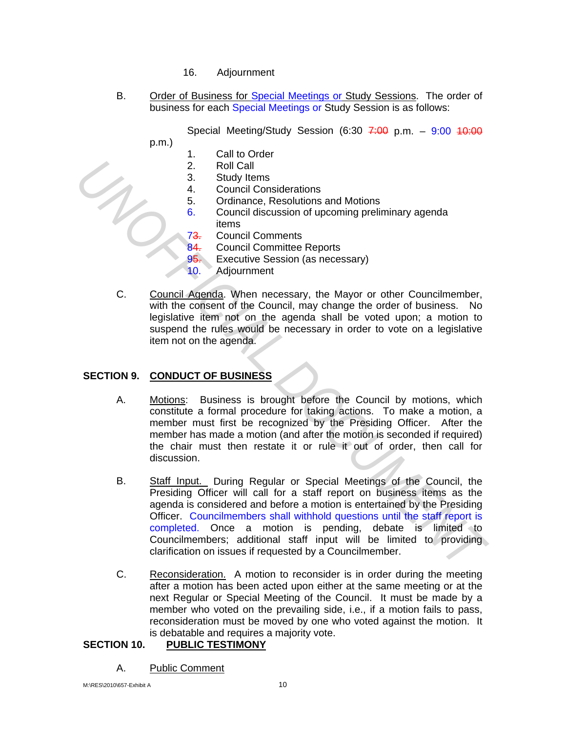16. Adjournment

B. Order of Business for Special Meetings or Study Sessions. The order of business for each Special Meetings or Study Session is as follows:

Special Meeting/Study Session (6:30 ~~7:00~~ p.m. – 9:00 ~~10:00~~ p.m.)

1. Call to Order
2. Roll Call
3. Study Items
4. Council Considerations
5. Ordinance, Resolutions and Motions
6. Council discussion of upcoming preliminary agenda items
7~~3.~~ Council Comments
8~~4.~~ Council Committee Reports
9~~5.~~ Executive Session (as necessary)
10. Adjournment

C. Council Agenda. When necessary, the Mayor or other Councilmember, with the consent of the Council, may change the order of business. No legislative item not on the agenda shall be voted upon; a motion to suspend the rules would be necessary in order to vote on a legislative item not on the agenda.

## SECTION 9. CONDUCT OF BUSINESS

A. Motions: Business is brought before the Council by motions, which constitute a formal procedure for taking actions. To make a motion, a member must first be recognized by the Presiding Officer. After the member has made a motion (and after the motion is seconded if required) the chair must then restate it or rule it out of order, then call for discussion.

B. Staff Input. During Regular or Special Meetings of the Council, the Presiding Officer will call for a staff report on business items as the agenda is considered and before a motion is entertained by the Presiding Officer. Councilmembers shall withhold questions until the staff report is completed. Once a motion is pending, debate is limited to Councilmembers; additional staff input will be limited to providing clarification on issues if requested by a Councilmember.

C. Reconsideration. A motion to reconsider is in order during the meeting after a motion has been acted upon either at the same meeting or at the next Regular or Special Meeting of the Council. It must be made by a member who voted on the prevailing side, i.e., if a motion fails to pass, reconsideration must be moved by one who voted against the motion. It is debatable and requires a majority vote.

## SECTION 10. PUBLIC TESTIMONY

A. Public Comment

M:\RES\2010\657-Exhibit A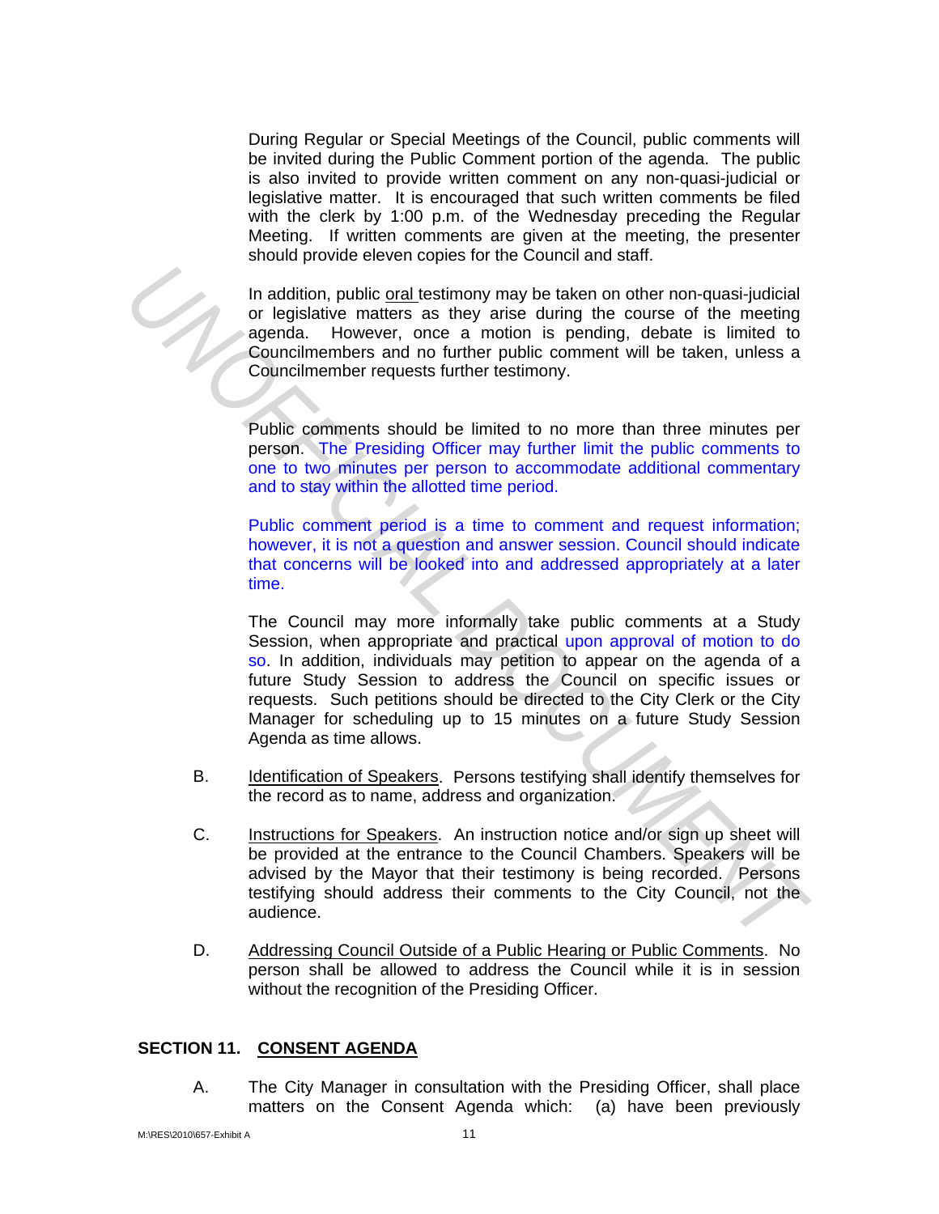During Regular or Special Meetings of the Council, public comments will be invited during the Public Comment portion of the agenda. The public is also invited to provide written comment on any non-quasi-judicial or legislative matter. It is encouraged that such written comments be filed with the clerk by 1:00 p.m. of the Wednesday preceding the Regular Meeting. If written comments are given at the meeting, the presenter should provide eleven copies for the Council and staff.

In addition, public oral testimony may be taken on other non-quasi-judicial or legislative matters as they arise during the course of the meeting agenda. However, once a motion is pending, debate is limited to Councilmembers and no further public comment will be taken, unless a Councilmember requests further testimony.

Public comments should be limited to no more than three minutes per person. The Presiding Officer may further limit the public comments to one to two minutes per person to accommodate additional commentary and to stay within the allotted time period.

Public comment period is a time to comment and request information; however, it is not a question and answer session. Council should indicate that concerns will be looked into and addressed appropriately at a later time.

The Council may more informally take public comments at a Study Session, when appropriate and practical upon approval of motion to do so. In addition, individuals may petition to appear on the agenda of a future Study Session to address the Council on specific issues or requests. Such petitions should be directed to the City Clerk or the City Manager for scheduling up to 15 minutes on a future Study Session Agenda as time allows.

B. Identification of Speakers. Persons testifying shall identify themselves for the record as to name, address and organization.

C. Instructions for Speakers. An instruction notice and/or sign up sheet will be provided at the entrance to the Council Chambers. Speakers will be advised by the Mayor that their testimony is being recorded. Persons testifying should address their comments to the City Council, not the audience.

D. Addressing Council Outside of a Public Hearing or Public Comments. No person shall be allowed to address the Council while it is in session without the recognition of the Presiding Officer.

## SECTION 11. CONSENT AGENDA

A. The City Manager in consultation with the Presiding Officer, shall place matters on the Consent Agenda which: (a) have been previously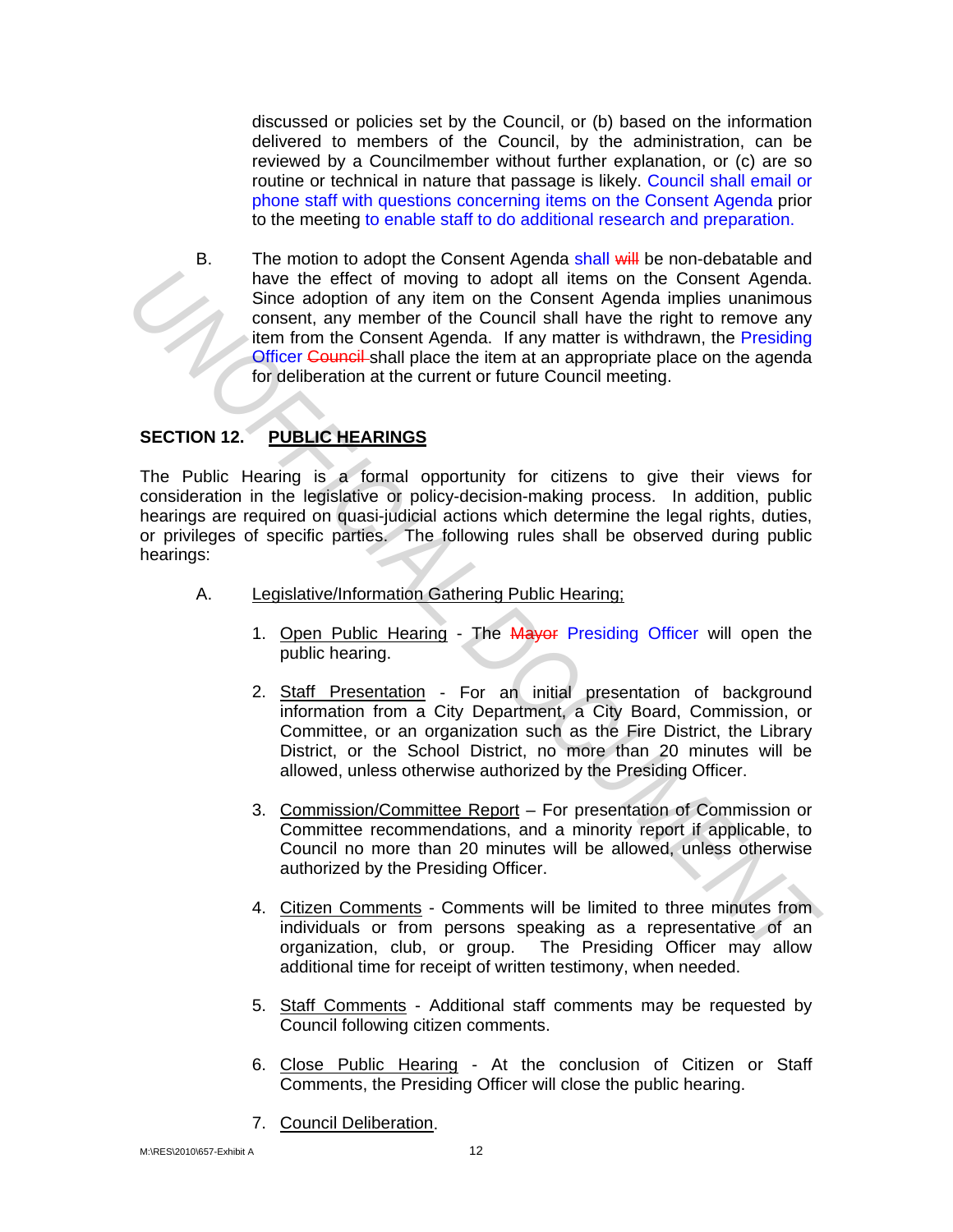discussed or policies set by the Council, or (b) based on the information delivered to members of the Council, by the administration, can be reviewed by a Councilmember without further explanation, or (c) are so routine or technical in nature that passage is likely. Council shall email or phone staff with questions concerning items on the Consent Agenda prior to the meeting to enable staff to do additional research and preparation.

B. The motion to adopt the Consent Agenda shall ~~will~~ be non-debatable and have the effect of moving to adopt all items on the Consent Agenda. Since adoption of any item on the Consent Agenda implies unanimous consent, any member of the Council shall have the right to remove any item from the Consent Agenda. If any matter is withdrawn, the Presiding Officer ~~Council~~ shall place the item at an appropriate place on the agenda for deliberation at the current or future Council meeting.

## SECTION 12. PUBLIC HEARINGS

The Public Hearing is a formal opportunity for citizens to give their views for consideration in the legislative or policy-decision-making process. In addition, public hearings are required on quasi-judicial actions which determine the legal rights, duties, or privileges of specific parties. The following rules shall be observed during public hearings:

A. Legislative/Information Gathering Public Hearing;

1. Open Public Hearing - The ~~Mayor~~ Presiding Officer will open the public hearing.

2. Staff Presentation - For an initial presentation of background information from a City Department, a City Board, Commission, or Committee, or an organization such as the Fire District, the Library District, or the School District, no more than 20 minutes will be allowed, unless otherwise authorized by the Presiding Officer.

3. Commission/Committee Report – For presentation of Commission or Committee recommendations, and a minority report if applicable, to Council no more than 20 minutes will be allowed, unless otherwise authorized by the Presiding Officer.

4. Citizen Comments - Comments will be limited to three minutes from individuals or from persons speaking as a representative of an organization, club, or group. The Presiding Officer may allow additional time for receipt of written testimony, when needed.

5. Staff Comments - Additional staff comments may be requested by Council following citizen comments.

6. Close Public Hearing - At the conclusion of Citizen or Staff Comments, the Presiding Officer will close the public hearing.

7. Council Deliberation.

M:\RES\2010\657-Exhibit A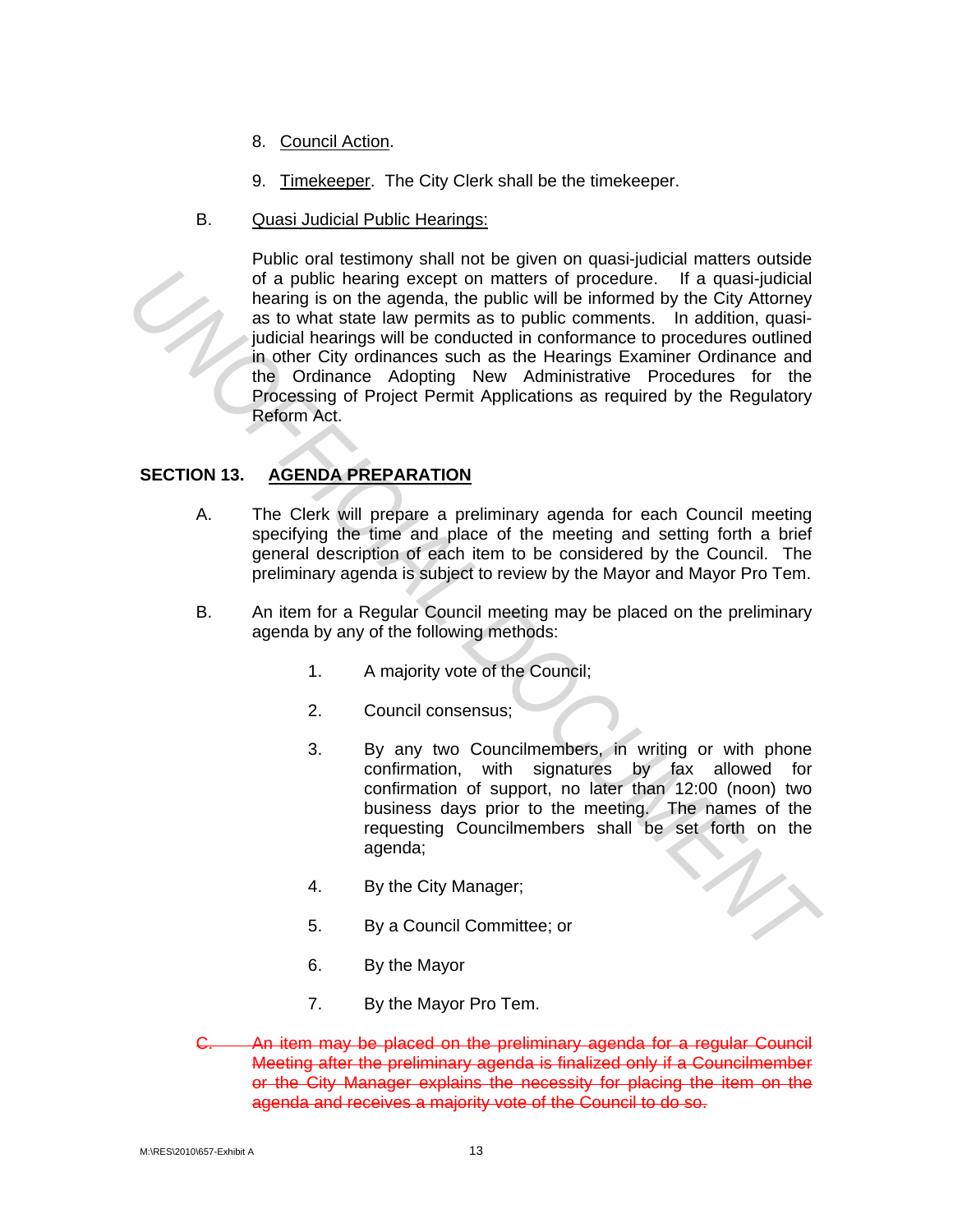8. Council Action.

9. Timekeeper. The City Clerk shall be the timekeeper.

B. Quasi Judicial Public Hearings:

Public oral testimony shall not be given on quasi-judicial matters outside of a public hearing except on matters of procedure. If a quasi-judicial hearing is on the agenda, the public will be informed by the City Attorney as to what state law permits as to public comments. In addition, quasi-judicial hearings will be conducted in conformance to procedures outlined in other City ordinances such as the Hearings Examiner Ordinance and the Ordinance Adopting New Administrative Procedures for the Processing of Project Permit Applications as required by the Regulatory Reform Act.

## SECTION 13. AGENDA PREPARATION

A. The Clerk will prepare a preliminary agenda for each Council meeting specifying the time and place of the meeting and setting forth a brief general description of each item to be considered by the Council. The preliminary agenda is subject to review by the Mayor and Mayor Pro Tem.

B. An item for a Regular Council meeting may be placed on the preliminary agenda by any of the following methods:

1. A majority vote of the Council;

2. Council consensus;

3. By any two Councilmembers, in writing or with phone confirmation, with signatures by fax allowed for confirmation of support, no later than 12:00 (noon) two business days prior to the meeting. The names of the requesting Councilmembers shall be set forth on the agenda;

4. By the City Manager;

5. By a Council Committee; or

6. By the Mayor

7. By the Mayor Pro Tem.

~~C. An item may be placed on the preliminary agenda for a regular Council Meeting after the preliminary agenda is finalized only if a Councilmember or the City Manager explains the necessity for placing the item on the agenda and receives a majority vote of the Council to do so.~~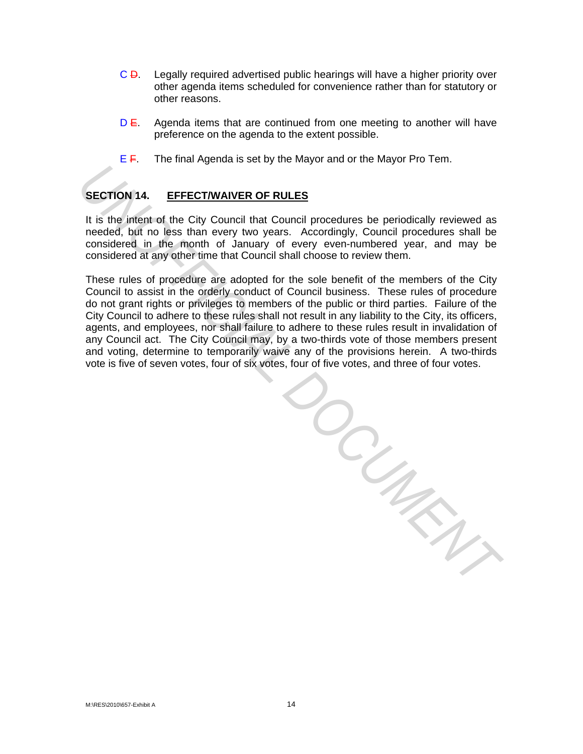C ~~D~~. Legally required advertised public hearings will have a higher priority over other agenda items scheduled for convenience rather than for statutory or other reasons.

D ~~E~~. Agenda items that are continued from one meeting to another will have preference on the agenda to the extent possible.

E ~~F~~. The final Agenda is set by the Mayor and or the Mayor Pro Tem.

## SECTION 14. EFFECT/WAIVER OF RULES

It is the intent of the City Council that Council procedures be periodically reviewed as needed, but no less than every two years. Accordingly, Council procedures shall be considered in the month of January of every even-numbered year, and may be considered at any other time that Council shall choose to review them.

These rules of procedure are adopted for the sole benefit of the members of the City Council to assist in the orderly conduct of Council business. These rules of procedure do not grant rights or privileges to members of the public or third parties. Failure of the City Council to adhere to these rules shall not result in any liability to the City, its officers, agents, and employees, nor shall failure to adhere to these rules result in invalidation of any Council act. The City Council may, by a two-thirds vote of those members present and voting, determine to temporarily waive any of the provisions herein. A two-thirds vote is five of seven votes, four of six votes, four of five votes, and three of four votes.